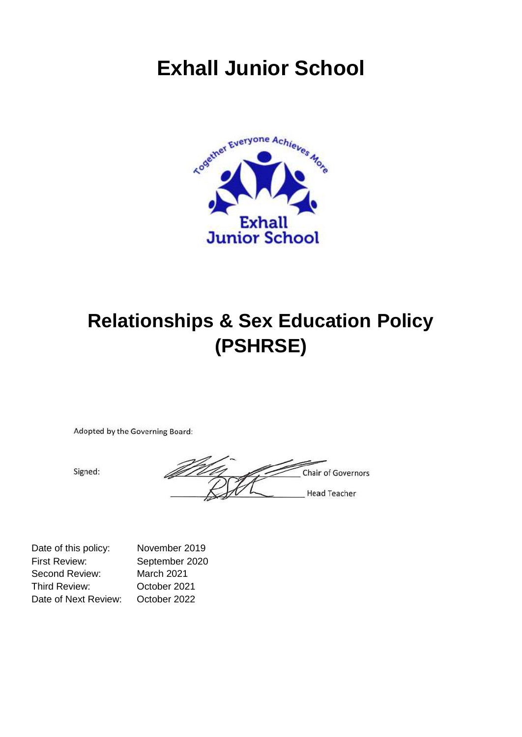# Exhall Junior School

# Relationships & Sex Education Policy (PSHRSE)

Adopted by the Governing Board:

Signed: \_\_\_\_\_\_\_\_\_\_\_\_\_\_\_\_\_\_\_\_ Chair of Governors

\_\_\_\_\_\_\_\_\_\_\_\_\_\_\_\_\_\_\_\_ Head Teacher

| | |
|---|---|
| Date of this policy: | November 2019 |
| First Review: | September 2020 |
| Second Review: | March 2021 |
| Third Review: | October 2021 |
| Date of Next Review: | October 2022 |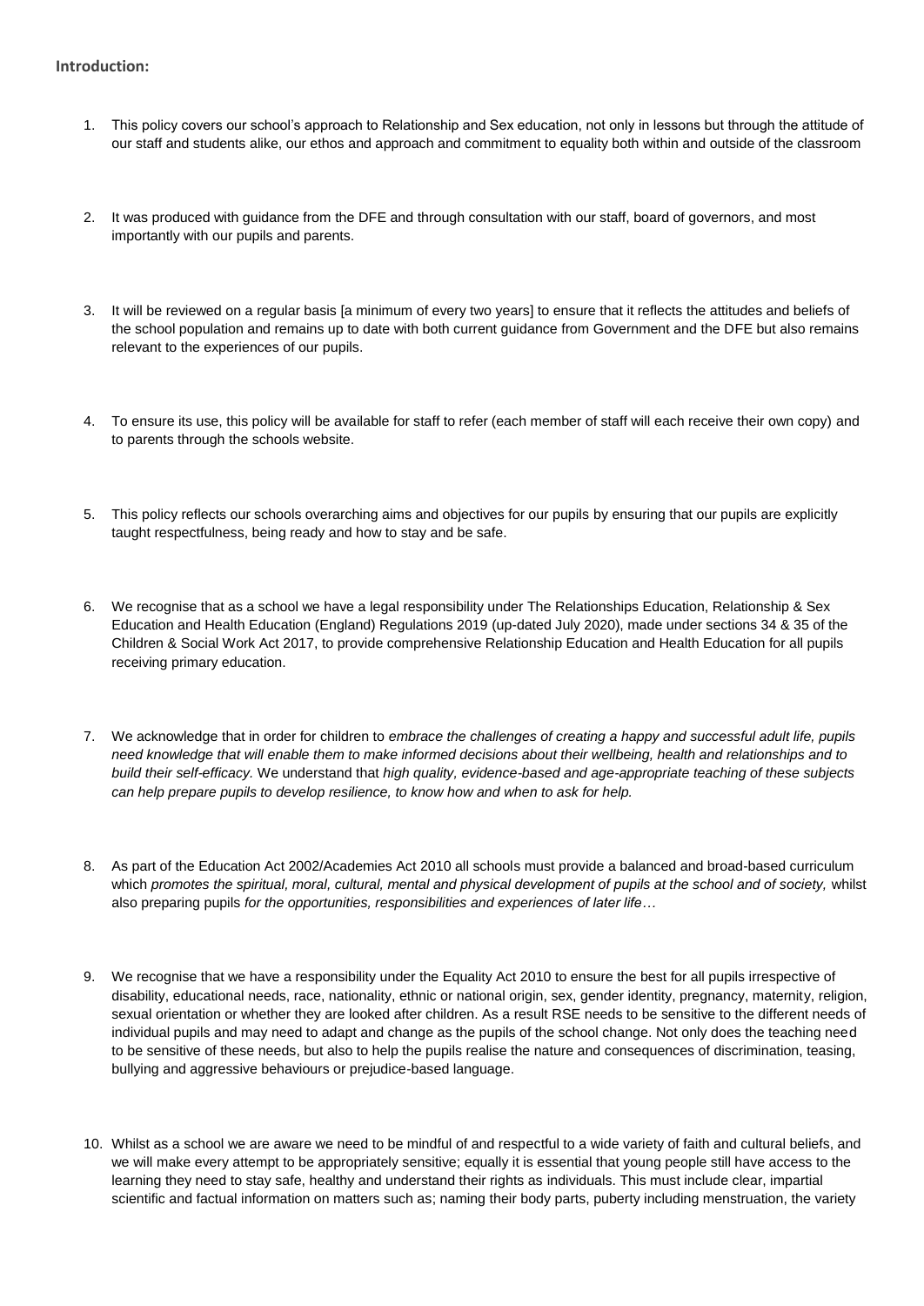**Introduction:**

1. This policy covers our school's approach to Relationship and Sex education, not only in lessons but through the attitude of our staff and students alike, our ethos and approach and commitment to equality both within and outside of the classroom

2. It was produced with guidance from the DFE and through consultation with our staff, board of governors, and most importantly with our pupils and parents.

3. It will be reviewed on a regular basis [a minimum of every two years] to ensure that it reflects the attitudes and beliefs of the school population and remains up to date with both current guidance from Government and the DFE but also remains relevant to the experiences of our pupils.

4. To ensure its use, this policy will be available for staff to refer (each member of staff will each receive their own copy) and to parents through the schools website.

5. This policy reflects our schools overarching aims and objectives for our pupils by ensuring that our pupils are explicitly taught respectfulness, being ready and how to stay and be safe.

6. We recognise that as a school we have a legal responsibility under The Relationships Education, Relationship & Sex Education and Health Education (England) Regulations 2019 (up-dated July 2020), made under sections 34 & 35 of the Children & Social Work Act 2017, to provide comprehensive Relationship Education and Health Education for all pupils receiving primary education.

7. We acknowledge that in order for children to *embrace the challenges of creating a happy and successful adult life, pupils need knowledge that will enable them to make informed decisions about their wellbeing, health and relationships and to build their self-efficacy.* We understand that *high quality, evidence-based and age-appropriate teaching of these subjects can help prepare pupils to develop resilience, to know how and when to ask for help.*

8. As part of the Education Act 2002/Academies Act 2010 all schools must provide a balanced and broad-based curriculum which *promotes the spiritual, moral, cultural, mental and physical development of pupils at the school and of society,* whilst also preparing pupils *for the opportunities, responsibilities and experiences of later life…*

9. We recognise that we have a responsibility under the Equality Act 2010 to ensure the best for all pupils irrespective of disability, educational needs, race, nationality, ethnic or national origin, sex, gender identity, pregnancy, maternity, religion, sexual orientation or whether they are looked after children. As a result RSE needs to be sensitive to the different needs of individual pupils and may need to adapt and change as the pupils of the school change. Not only does the teaching need to be sensitive of these needs, but also to help the pupils realise the nature and consequences of discrimination, teasing, bullying and aggressive behaviours or prejudice-based language.

10. Whilst as a school we are aware we need to be mindful of and respectful to a wide variety of faith and cultural beliefs, and we will make every attempt to be appropriately sensitive; equally it is essential that young people still have access to the learning they need to stay safe, healthy and understand their rights as individuals. This must include clear, impartial scientific and factual information on matters such as; naming their body parts, puberty including menstruation, the variety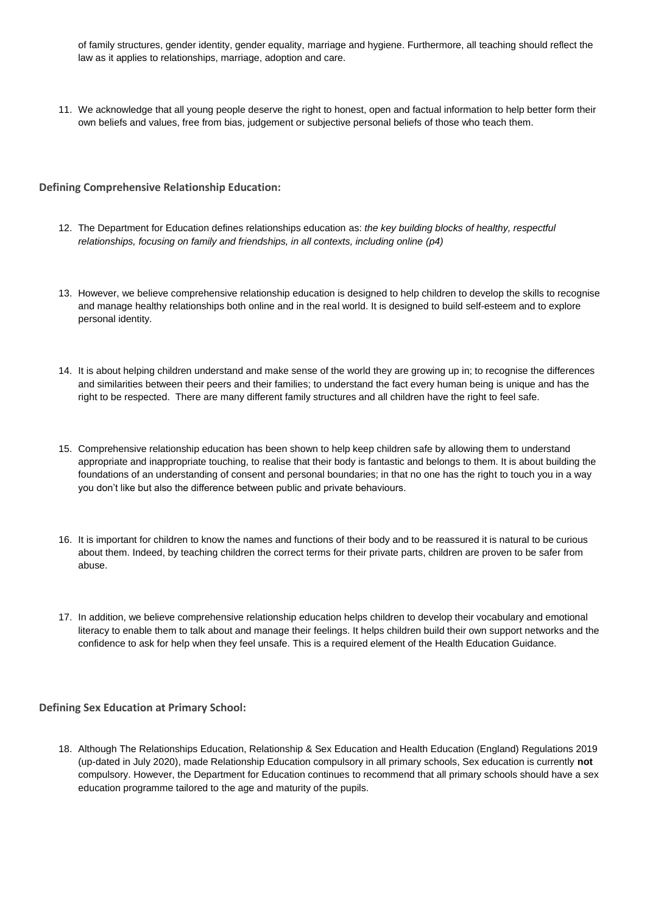of family structures, gender identity, gender equality, marriage and hygiene. Furthermore, all teaching should reflect the law as it applies to relationships, marriage, adoption and care.

11. We acknowledge that all young people deserve the right to honest, open and factual information to help better form their own beliefs and values, free from bias, judgement or subjective personal beliefs of those who teach them.

**Defining Comprehensive Relationship Education:**

12. The Department for Education defines relationships education as: *the key building blocks of healthy, respectful relationships, focusing on family and friendships, in all contexts, including online (p4)*

13. However, we believe comprehensive relationship education is designed to help children to develop the skills to recognise and manage healthy relationships both online and in the real world. It is designed to build self-esteem and to explore personal identity.

14. It is about helping children understand and make sense of the world they are growing up in; to recognise the differences and similarities between their peers and their families; to understand the fact every human being is unique and has the right to be respected. There are many different family structures and all children have the right to feel safe.

15. Comprehensive relationship education has been shown to help keep children safe by allowing them to understand appropriate and inappropriate touching, to realise that their body is fantastic and belongs to them. It is about building the foundations of an understanding of consent and personal boundaries; in that no one has the right to touch you in a way you don't like but also the difference between public and private behaviours.

16. It is important for children to know the names and functions of their body and to be reassured it is natural to be curious about them. Indeed, by teaching children the correct terms for their private parts, children are proven to be safer from abuse.

17. In addition, we believe comprehensive relationship education helps children to develop their vocabulary and emotional literacy to enable them to talk about and manage their feelings. It helps children build their own support networks and the confidence to ask for help when they feel unsafe. This is a required element of the Health Education Guidance.

**Defining Sex Education at Primary School:**

18. Although The Relationships Education, Relationship & Sex Education and Health Education (England) Regulations 2019 (up-dated in July 2020), made Relationship Education compulsory in all primary schools, Sex education is currently **not** compulsory. However, the Department for Education continues to recommend that all primary schools should have a sex education programme tailored to the age and maturity of the pupils.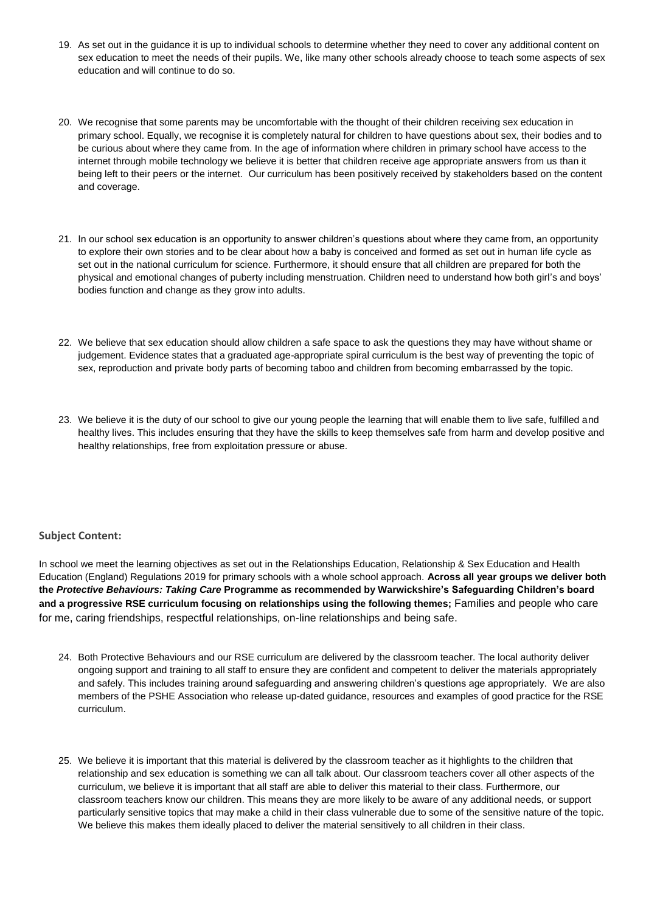19. As set out in the guidance it is up to individual schools to determine whether they need to cover any additional content on sex education to meet the needs of their pupils. We, like many other schools already choose to teach some aspects of sex education and will continue to do so.

20. We recognise that some parents may be uncomfortable with the thought of their children receiving sex education in primary school. Equally, we recognise it is completely natural for children to have questions about sex, their bodies and to be curious about where they came from. In the age of information where children in primary school have access to the internet through mobile technology we believe it is better that children receive age appropriate answers from us than it being left to their peers or the internet. Our curriculum has been positively received by stakeholders based on the content and coverage.

21. In our school sex education is an opportunity to answer children's questions about where they came from, an opportunity to explore their own stories and to be clear about how a baby is conceived and formed as set out in human life cycle as set out in the national curriculum for science. Furthermore, it should ensure that all children are prepared for both the physical and emotional changes of puberty including menstruation. Children need to understand how both girl's and boys' bodies function and change as they grow into adults.

22. We believe that sex education should allow children a safe space to ask the questions they may have without shame or judgement. Evidence states that a graduated age-appropriate spiral curriculum is the best way of preventing the topic of sex, reproduction and private body parts of becoming taboo and children from becoming embarrassed by the topic.

23. We believe it is the duty of our school to give our young people the learning that will enable them to live safe, fulfilled and healthy lives. This includes ensuring that they have the skills to keep themselves safe from harm and develop positive and healthy relationships, free from exploitation pressure or abuse.

### Subject Content:

In school we meet the learning objectives as set out in the Relationships Education, Relationship & Sex Education and Health Education (England) Regulations 2019 for primary schools with a whole school approach. **Across all year groups we deliver both the *Protective Behaviours: Taking Care* Programme as recommended by Warwickshire's Safeguarding Children's board and a progressive RSE curriculum focusing on relationships using the following themes;** Families and people who care for me, caring friendships, respectful relationships, on-line relationships and being safe.

24. Both Protective Behaviours and our RSE curriculum are delivered by the classroom teacher. The local authority deliver ongoing support and training to all staff to ensure they are confident and competent to deliver the materials appropriately and safely. This includes training around safeguarding and answering children's questions age appropriately. We are also members of the PSHE Association who release up-dated guidance, resources and examples of good practice for the RSE curriculum.

25. We believe it is important that this material is delivered by the classroom teacher as it highlights to the children that relationship and sex education is something we can all talk about. Our classroom teachers cover all other aspects of the curriculum, we believe it is important that all staff are able to deliver this material to their class. Furthermore, our classroom teachers know our children. This means they are more likely to be aware of any additional needs, or support particularly sensitive topics that may make a child in their class vulnerable due to some of the sensitive nature of the topic. We believe this makes them ideally placed to deliver the material sensitively to all children in their class.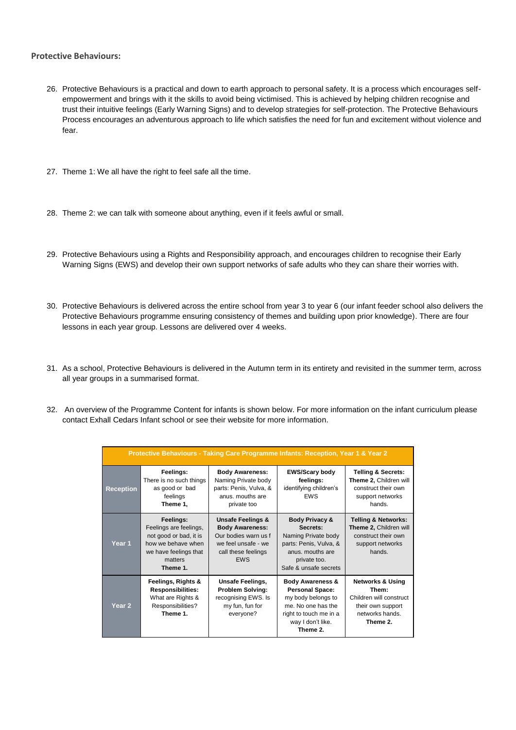**Protective Behaviours:**

26. Protective Behaviours is a practical and down to earth approach to personal safety. It is a process which encourages self-empowerment and brings with it the skills to avoid being victimised. This is achieved by helping children recognise and trust their intuitive feelings (Early Warning Signs) and to develop strategies for self-protection. The Protective Behaviours Process encourages an adventurous approach to life which satisfies the need for fun and excitement without violence and fear.

27. Theme 1: We all have the right to feel safe all the time.

28. Theme 2: we can talk with someone about anything, even if it feels awful or small.

29. Protective Behaviours using a Rights and Responsibility approach, and encourages children to recognise their Early Warning Signs (EWS) and develop their own support networks of safe adults who they can share their worries with.

30. Protective Behaviours is delivered across the entire school from year 3 to year 6 (our infant feeder school also delivers the Protective Behaviours programme ensuring consistency of themes and building upon prior knowledge). There are four lessons in each year group. Lessons are delivered over 4 weeks.

31. As a school, Protective Behaviours is delivered in the Autumn term in its entirety and revisited in the summer term, across all year groups in a summarised format.

32. An overview of the Programme Content for infants is shown below. For more information on the infant curriculum please contact Exhall Cedars Infant school or see their website for more information.

| Protective Behaviours - Taking Care Programme Infants: Reception, Year 1 & Year 2 | | | | |
|---|---|---|---|---|
| **Reception** | **Feelings:** There is no such things as good or bad feelings **Theme 1,** | **Body Awareness:** Naming Private body parts: Penis, Vulva, & anus. mouths are private too | **EWS/Scary body feelings:** identifying children's EWS | **Telling & Secrets:** **Theme 2,** Children will construct their own support networks hands. |
| **Year 1** | **Feelings:** Feelings are feelings, not good or bad, it is how we behave when we have feelings that matters **Theme 1.** | **Unsafe Feelings & Body Awareness:** Our bodies warn us f we feel unsafe - we call these feelings EWS | **Body Privacy & Secrets:** Naming Private body parts: Penis, Vulva, & anus. mouths are private too. Safe & unsafe secrets | **Telling & Networks:** **Theme 2,** Children will construct their own support networks hands. |
| **Year 2** | **Feelings, Rights & Responsibilities:** What are Rights & Responsibilities? **Theme 1.** | **Unsafe Feelings, Problem Solving:** recognising EWS. Is my fun, fun for everyone? | **Body Awareness & Personal Space:** my body belongs to me. No one has the right to touch me in a way I don't like. **Theme 2.** | **Networks & Using Them:** Children will construct their own support networks hands. **Theme 2.** |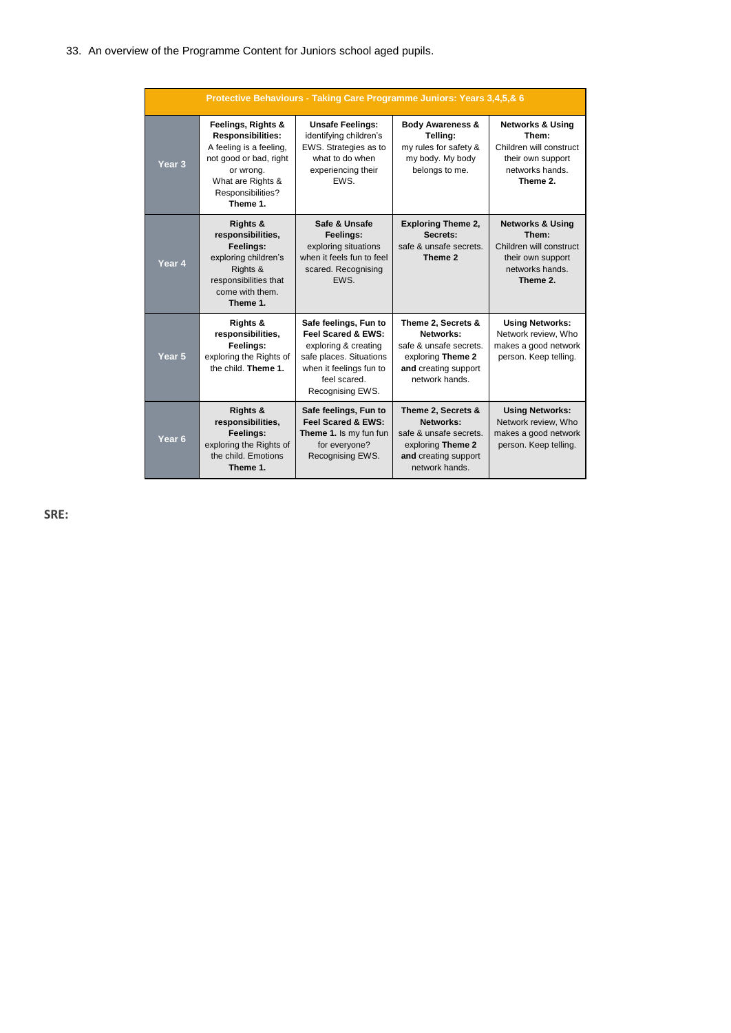33. An overview of the Programme Content for Juniors school aged pupils.

| Protective Behaviours - Taking Care Programme Juniors: Years 3,4,5,& 6 | | | | |
|---|---|---|---|---|
| **Year 3** | **Feelings, Rights & Responsibilities:** A feeling is a feeling, not good or bad, right or wrong. What are Rights & Responsibilities? **Theme 1.** | **Unsafe Feelings:** identifying children's EWS. Strategies as to what to do when experiencing their EWS. | **Body Awareness & Telling:** my rules for safety & my body. My body belongs to me. | **Networks & Using Them:** Children will construct their own support networks hands. **Theme 2.** |
| **Year 4** | **Rights & responsibilities, Feelings:** exploring children's Rights & responsibilities that come with them. **Theme 1.** | **Safe & Unsafe Feelings:** exploring situations when it feels fun to feel scared. Recognising EWS. | **Exploring Theme 2, Secrets:** safe & unsafe secrets. **Theme 2** | **Networks & Using Them:** Children will construct their own support networks hands. **Theme 2.** |
| **Year 5** | **Rights & responsibilities, Feelings:** exploring the Rights of the child. **Theme 1.** | **Safe feelings, Fun to Feel Scared & EWS:** exploring & creating safe places. Situations when it feelings fun to feel scared. Recognising EWS. | **Theme 2, Secrets & Networks:** safe & unsafe secrets. exploring **Theme 2 and** creating support network hands. | **Using Networks:** Network review, Who makes a good network person. Keep telling. |
| **Year 6** | **Rights & responsibilities, Feelings:** exploring the Rights of the child. Emotions **Theme 1.** | **Safe feelings, Fun to Feel Scared & EWS: Theme 1.** Is my fun fun for everyone? Recognising EWS. | **Theme 2, Secrets & Networks:** safe & unsafe secrets. exploring **Theme 2 and** creating support network hands. | **Using Networks:** Network review, Who makes a good network person. Keep telling. |

**SRE:**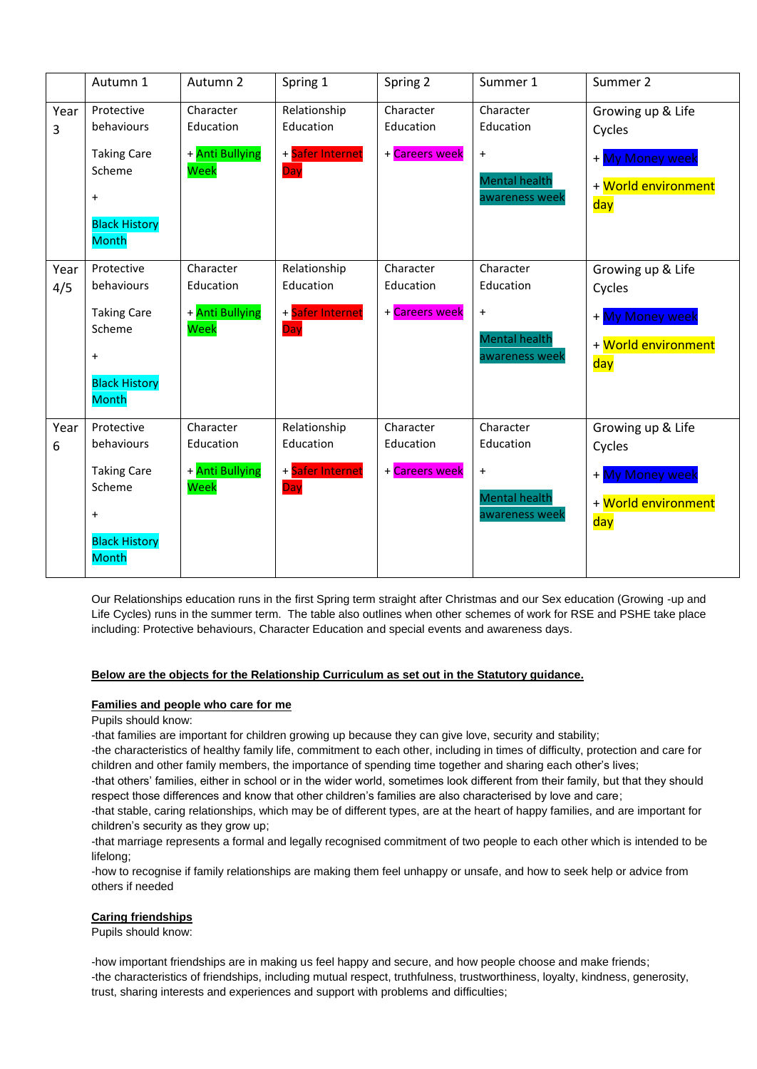| | Autumn 1 | Autumn 2 | Spring 1 | Spring 2 | Summer 1 | Summer 2 |
|---|---|---|---|---|---|---|
| Year 3 | Protective behaviours<br><br>Taking Care Scheme<br><br>+<br><br>Black History Month | Character Education<br><br>+ Anti Bullying Week | Relationship Education<br><br>+ Safer Internet Day | Character Education<br><br>+ Careers week | Character Education<br><br>+<br><br>Mental health awareness week | Growing up & Life Cycles<br><br>+ My Money week<br><br>+ World environment day |
| Year 4/5 | Protective behaviours<br><br>Taking Care Scheme<br><br>+<br><br>Black History Month | Character Education<br><br>+ Anti Bullying Week | Relationship Education<br><br>+ Safer Internet Day | Character Education<br><br>+ Careers week | Character Education<br><br>+<br><br>Mental health awareness week | Growing up & Life Cycles<br><br>+ My Money week<br><br>+ World environment day |
| Year 6 | Protective behaviours<br><br>Taking Care Scheme<br><br>+<br><br>Black History Month | Character Education<br><br>+ Anti Bullying Week | Relationship Education<br><br>+ Safer Internet Day | Character Education<br><br>+ Careers week | Character Education<br><br>+<br><br>Mental health awareness week | Growing up & Life Cycles<br><br>+ My Money week<br><br>+ World environment day |

Our Relationships education runs in the first Spring term straight after Christmas and our Sex education (Growing -up and Life Cycles) runs in the summer term. The table also outlines when other schemes of work for RSE and PSHE take place including: Protective behaviours, Character Education and special events and awareness days.

**Below are the objects for the Relationship Curriculum as set out in the Statutory guidance.**

**Families and people who care for me**

Pupils should know:

-that families are important for children growing up because they can give love, security and stability;

-the characteristics of healthy family life, commitment to each other, including in times of difficulty, protection and care for children and other family members, the importance of spending time together and sharing each other's lives;

-that others' families, either in school or in the wider world, sometimes look different from their family, but that they should respect those differences and know that other children's families are also characterised by love and care;

-that stable, caring relationships, which may be of different types, are at the heart of happy families, and are important for children's security as they grow up;

-that marriage represents a formal and legally recognised commitment of two people to each other which is intended to be lifelong;

-how to recognise if family relationships are making them feel unhappy or unsafe, and how to seek help or advice from others if needed

**Caring friendships**

Pupils should know:

-how important friendships are in making us feel happy and secure, and how people choose and make friends;

-the characteristics of friendships, including mutual respect, truthfulness, trustworthiness, loyalty, kindness, generosity, trust, sharing interests and experiences and support with problems and difficulties;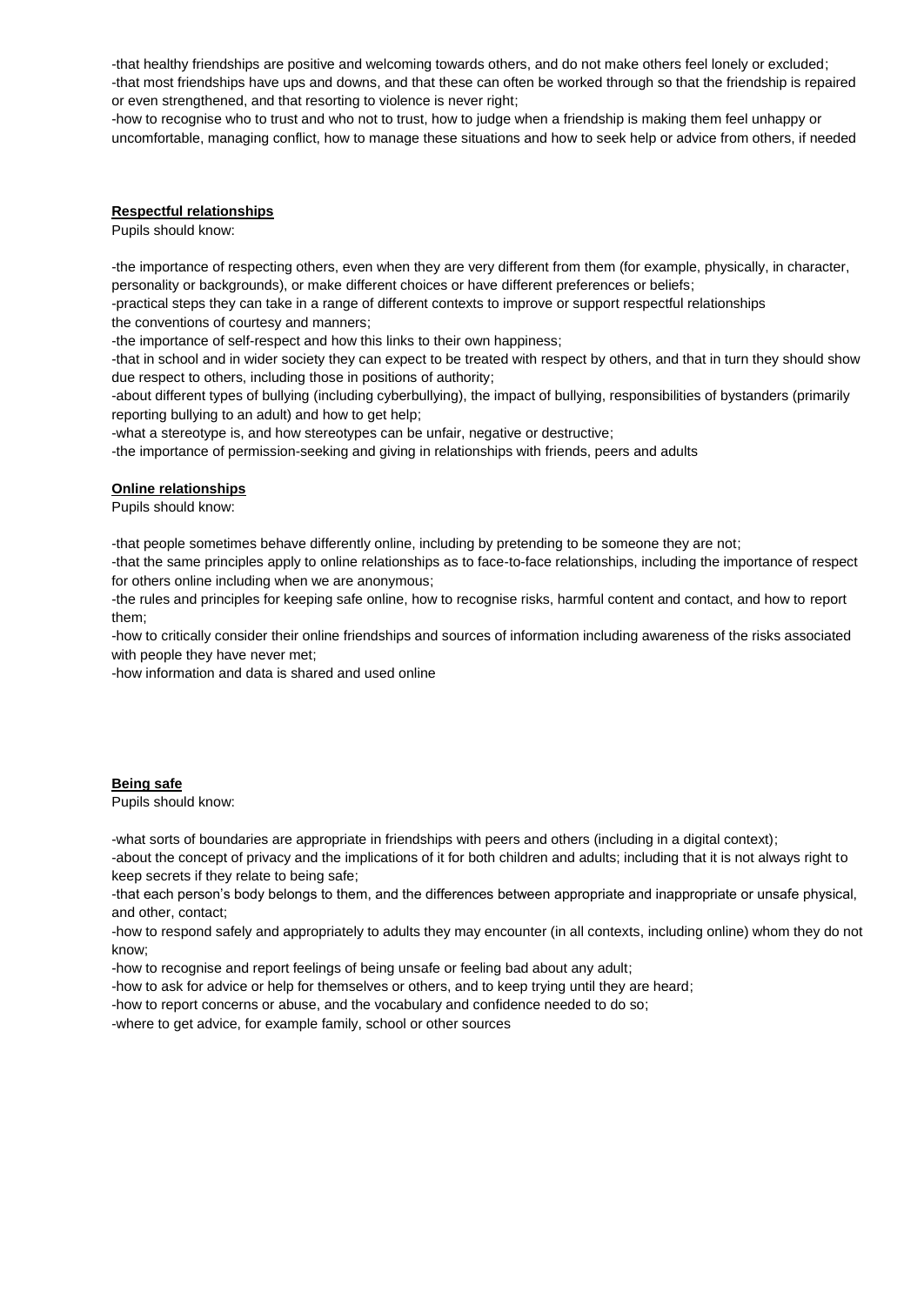-that healthy friendships are positive and welcoming towards others, and do not make others feel lonely or excluded;
-that most friendships have ups and downs, and that these can often be worked through so that the friendship is repaired or even strengthened, and that resorting to violence is never right;
-how to recognise who to trust and who not to trust, how to judge when a friendship is making them feel unhappy or uncomfortable, managing conflict, how to manage these situations and how to seek help or advice from others, if needed

**Respectful relationships**

Pupils should know:

-the importance of respecting others, even when they are very different from them (for example, physically, in character, personality or backgrounds), or make different choices or have different preferences or beliefs;
-practical steps they can take in a range of different contexts to improve or support respectful relationships
the conventions of courtesy and manners;
-the importance of self-respect and how this links to their own happiness;
-that in school and in wider society they can expect to be treated with respect by others, and that in turn they should show due respect to others, including those in positions of authority;
-about different types of bullying (including cyberbullying), the impact of bullying, responsibilities of bystanders (primarily reporting bullying to an adult) and how to get help;
-what a stereotype is, and how stereotypes can be unfair, negative or destructive;
-the importance of permission-seeking and giving in relationships with friends, peers and adults

**Online relationships**

Pupils should know:

-that people sometimes behave differently online, including by pretending to be someone they are not;
-that the same principles apply to online relationships as to face-to-face relationships, including the importance of respect for others online including when we are anonymous;
-the rules and principles for keeping safe online, how to recognise risks, harmful content and contact, and how to report them;
-how to critically consider their online friendships and sources of information including awareness of the risks associated with people they have never met;
-how information and data is shared and used online

**Being safe**

Pupils should know:

-what sorts of boundaries are appropriate in friendships with peers and others (including in a digital context);
-about the concept of privacy and the implications of it for both children and adults; including that it is not always right to keep secrets if they relate to being safe;
-that each person's body belongs to them, and the differences between appropriate and inappropriate or unsafe physical, and other, contact;
-how to respond safely and appropriately to adults they may encounter (in all contexts, including online) whom they do not know;
-how to recognise and report feelings of being unsafe or feeling bad about any adult;
-how to ask for advice or help for themselves or others, and to keep trying until they are heard;
-how to report concerns or abuse, and the vocabulary and confidence needed to do so;
-where to get advice, for example family, school or other sources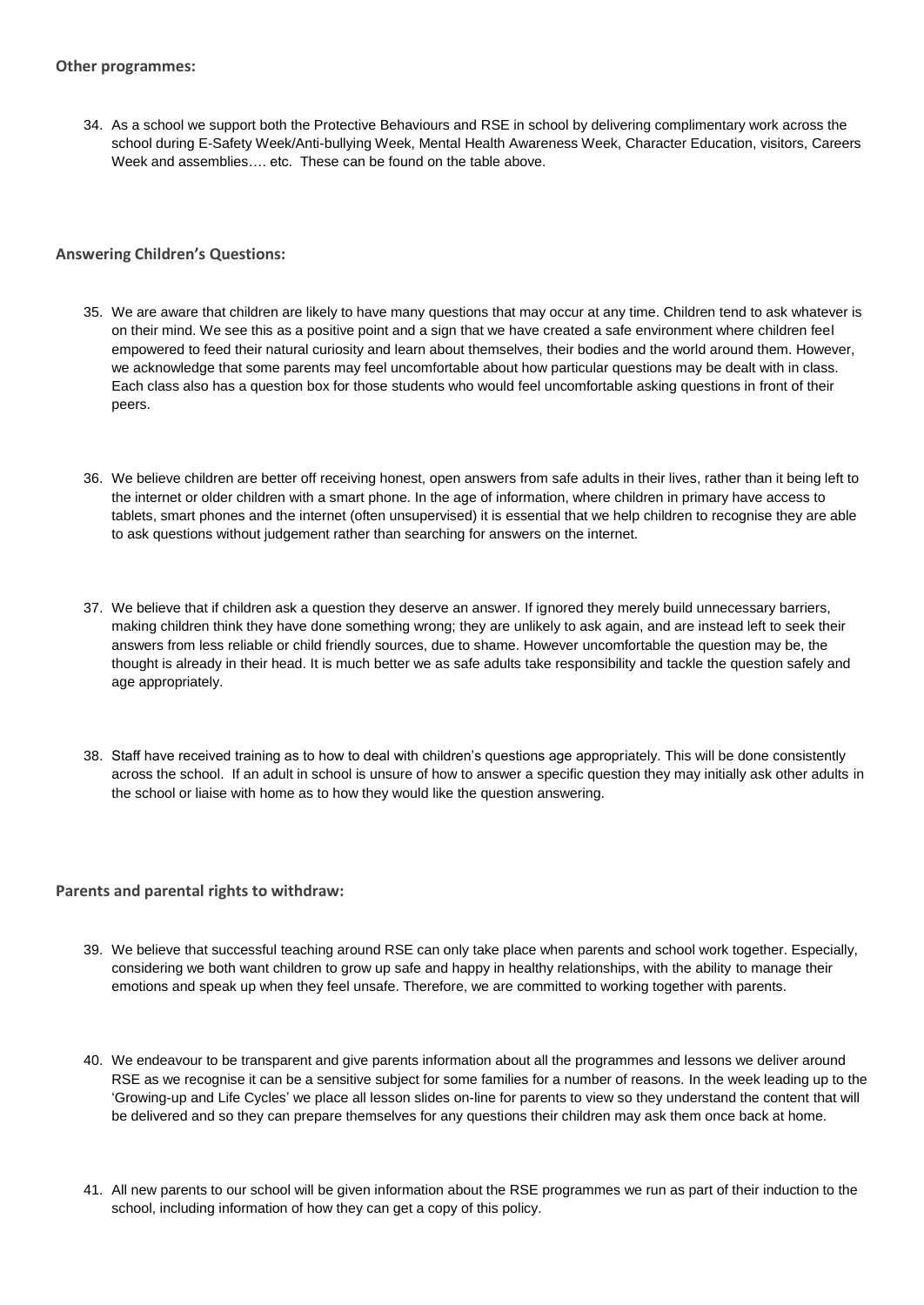**Other programmes:**

34. As a school we support both the Protective Behaviours and RSE in school by delivering complimentary work across the school during E-Safety Week/Anti-bullying Week, Mental Health Awareness Week, Character Education, visitors, Careers Week and assemblies…. etc. These can be found on the table above.

**Answering Children's Questions:**

35. We are aware that children are likely to have many questions that may occur at any time. Children tend to ask whatever is on their mind. We see this as a positive point and a sign that we have created a safe environment where children feel empowered to feed their natural curiosity and learn about themselves, their bodies and the world around them. However, we acknowledge that some parents may feel uncomfortable about how particular questions may be dealt with in class. Each class also has a question box for those students who would feel uncomfortable asking questions in front of their peers.

36. We believe children are better off receiving honest, open answers from safe adults in their lives, rather than it being left to the internet or older children with a smart phone. In the age of information, where children in primary have access to tablets, smart phones and the internet (often unsupervised) it is essential that we help children to recognise they are able to ask questions without judgement rather than searching for answers on the internet.

37. We believe that if children ask a question they deserve an answer. If ignored they merely build unnecessary barriers, making children think they have done something wrong; they are unlikely to ask again, and are instead left to seek their answers from less reliable or child friendly sources, due to shame. However uncomfortable the question may be, the thought is already in their head. It is much better we as safe adults take responsibility and tackle the question safely and age appropriately.

38. Staff have received training as to how to deal with children's questions age appropriately. This will be done consistently across the school. If an adult in school is unsure of how to answer a specific question they may initially ask other adults in the school or liaise with home as to how they would like the question answering.

**Parents and parental rights to withdraw:**

39. We believe that successful teaching around RSE can only take place when parents and school work together. Especially, considering we both want children to grow up safe and happy in healthy relationships, with the ability to manage their emotions and speak up when they feel unsafe. Therefore, we are committed to working together with parents.

40. We endeavour to be transparent and give parents information about all the programmes and lessons we deliver around RSE as we recognise it can be a sensitive subject for some families for a number of reasons. In the week leading up to the 'Growing-up and Life Cycles' we place all lesson slides on-line for parents to view so they understand the content that will be delivered and so they can prepare themselves for any questions their children may ask them once back at home.

41. All new parents to our school will be given information about the RSE programmes we run as part of their induction to the school, including information of how they can get a copy of this policy.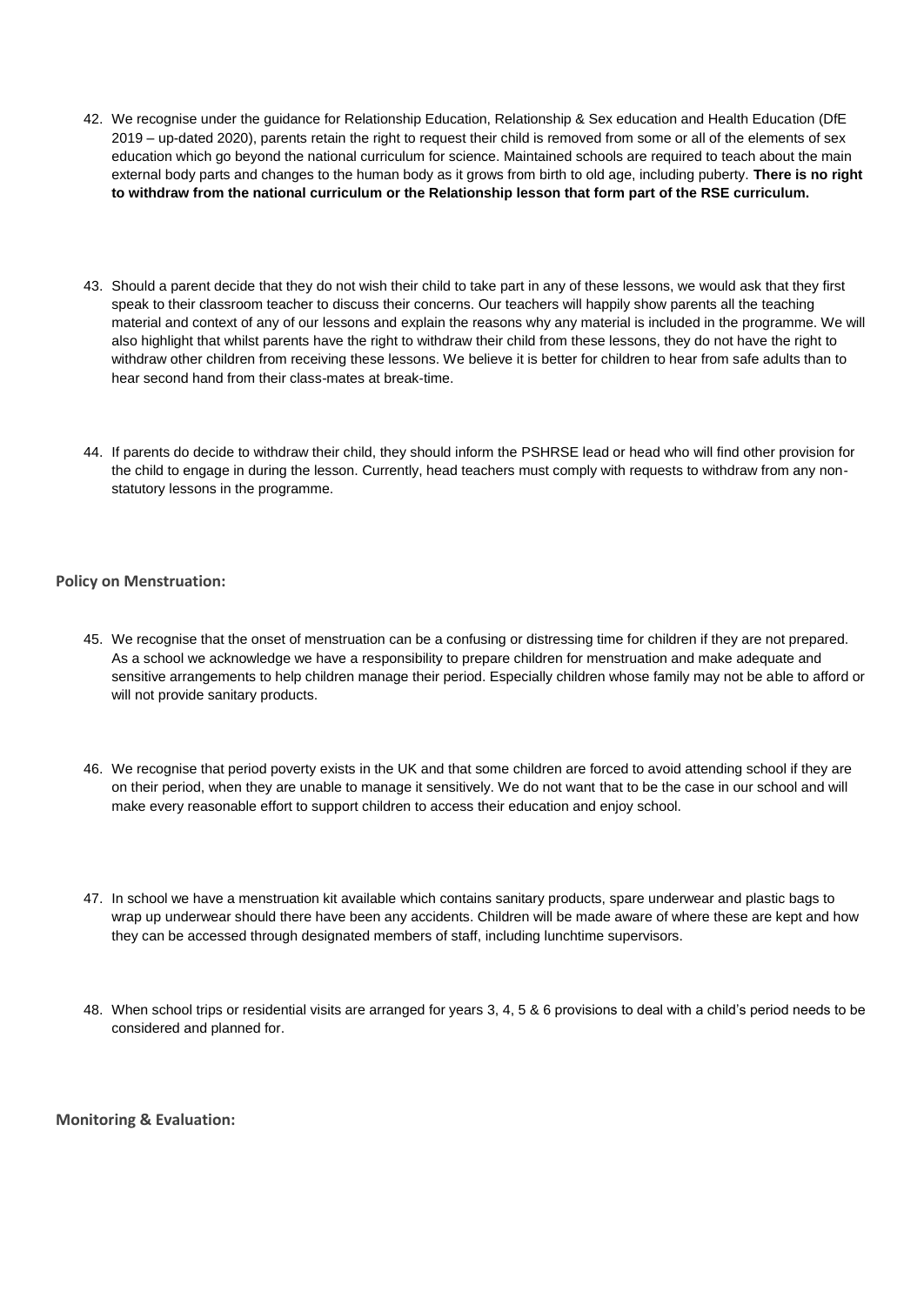42. We recognise under the guidance for Relationship Education, Relationship & Sex education and Health Education (DfE 2019 – up-dated 2020), parents retain the right to request their child is removed from some or all of the elements of sex education which go beyond the national curriculum for science. Maintained schools are required to teach about the main external body parts and changes to the human body as it grows from birth to old age, including puberty. **There is no right to withdraw from the national curriculum or the Relationship lesson that form part of the RSE curriculum.**

43. Should a parent decide that they do not wish their child to take part in any of these lessons, we would ask that they first speak to their classroom teacher to discuss their concerns. Our teachers will happily show parents all the teaching material and context of any of our lessons and explain the reasons why any material is included in the programme. We will also highlight that whilst parents have the right to withdraw their child from these lessons, they do not have the right to withdraw other children from receiving these lessons. We believe it is better for children to hear from safe adults than to hear second hand from their class-mates at break-time.

44. If parents do decide to withdraw their child, they should inform the PSHRSE lead or head who will find other provision for the child to engage in during the lesson. Currently, head teachers must comply with requests to withdraw from any non-statutory lessons in the programme.

### Policy on Menstruation:

45. We recognise that the onset of menstruation can be a confusing or distressing time for children if they are not prepared. As a school we acknowledge we have a responsibility to prepare children for menstruation and make adequate and sensitive arrangements to help children manage their period. Especially children whose family may not be able to afford or will not provide sanitary products.

46. We recognise that period poverty exists in the UK and that some children are forced to avoid attending school if they are on their period, when they are unable to manage it sensitively. We do not want that to be the case in our school and will make every reasonable effort to support children to access their education and enjoy school.

47. In school we have a menstruation kit available which contains sanitary products, spare underwear and plastic bags to wrap up underwear should there have been any accidents. Children will be made aware of where these are kept and how they can be accessed through designated members of staff, including lunchtime supervisors.

48. When school trips or residential visits are arranged for years 3, 4, 5 & 6 provisions to deal with a child's period needs to be considered and planned for.

### Monitoring & Evaluation: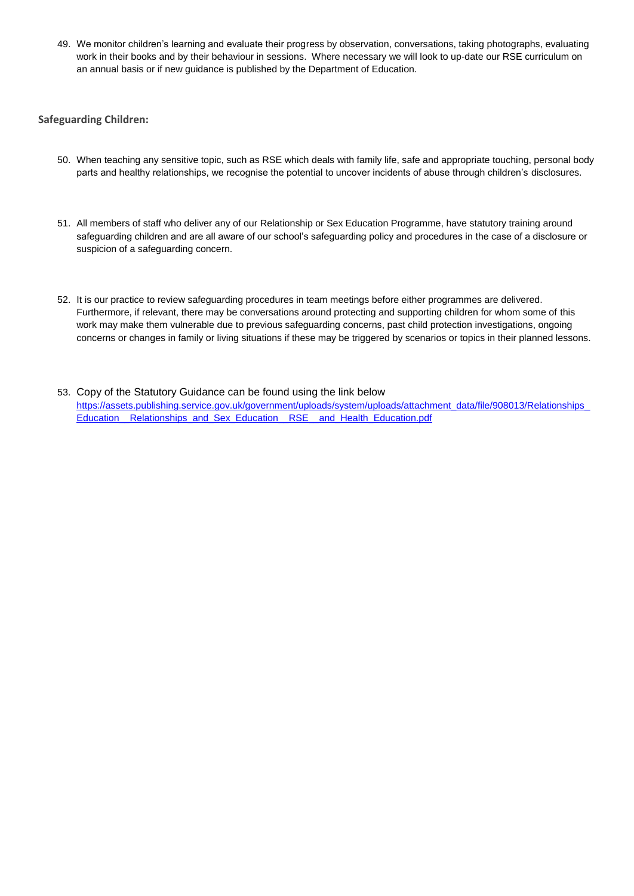49. We monitor children's learning and evaluate their progress by observation, conversations, taking photographs, evaluating work in their books and by their behaviour in sessions. Where necessary we will look to up-date our RSE curriculum on an annual basis or if new guidance is published by the Department of Education.

**Safeguarding Children:**

50. When teaching any sensitive topic, such as RSE which deals with family life, safe and appropriate touching, personal body parts and healthy relationships, we recognise the potential to uncover incidents of abuse through children's disclosures.

51. All members of staff who deliver any of our Relationship or Sex Education Programme, have statutory training around safeguarding children and are all aware of our school's safeguarding policy and procedures in the case of a disclosure or suspicion of a safeguarding concern.

52. It is our practice to review safeguarding procedures in team meetings before either programmes are delivered. Furthermore, if relevant, there may be conversations around protecting and supporting children for whom some of this work may make them vulnerable due to previous safeguarding concerns, past child protection investigations, ongoing concerns or changes in family or living situations if these may be triggered by scenarios or topics in their planned lessons.

53. Copy of the Statutory Guidance can be found using the link below
[https://assets.publishing.service.gov.uk/government/uploads/system/uploads/attachment_data/file/908013/Relationships_Education__Relationships_and_Sex_Education__RSE__and_Health_Education.pdf](https://assets.publishing.service.gov.uk/government/uploads/system/uploads/attachment_data/file/908013/Relationships_Education__Relationships_and_Sex_Education__RSE__and_Health_Education.pdf)